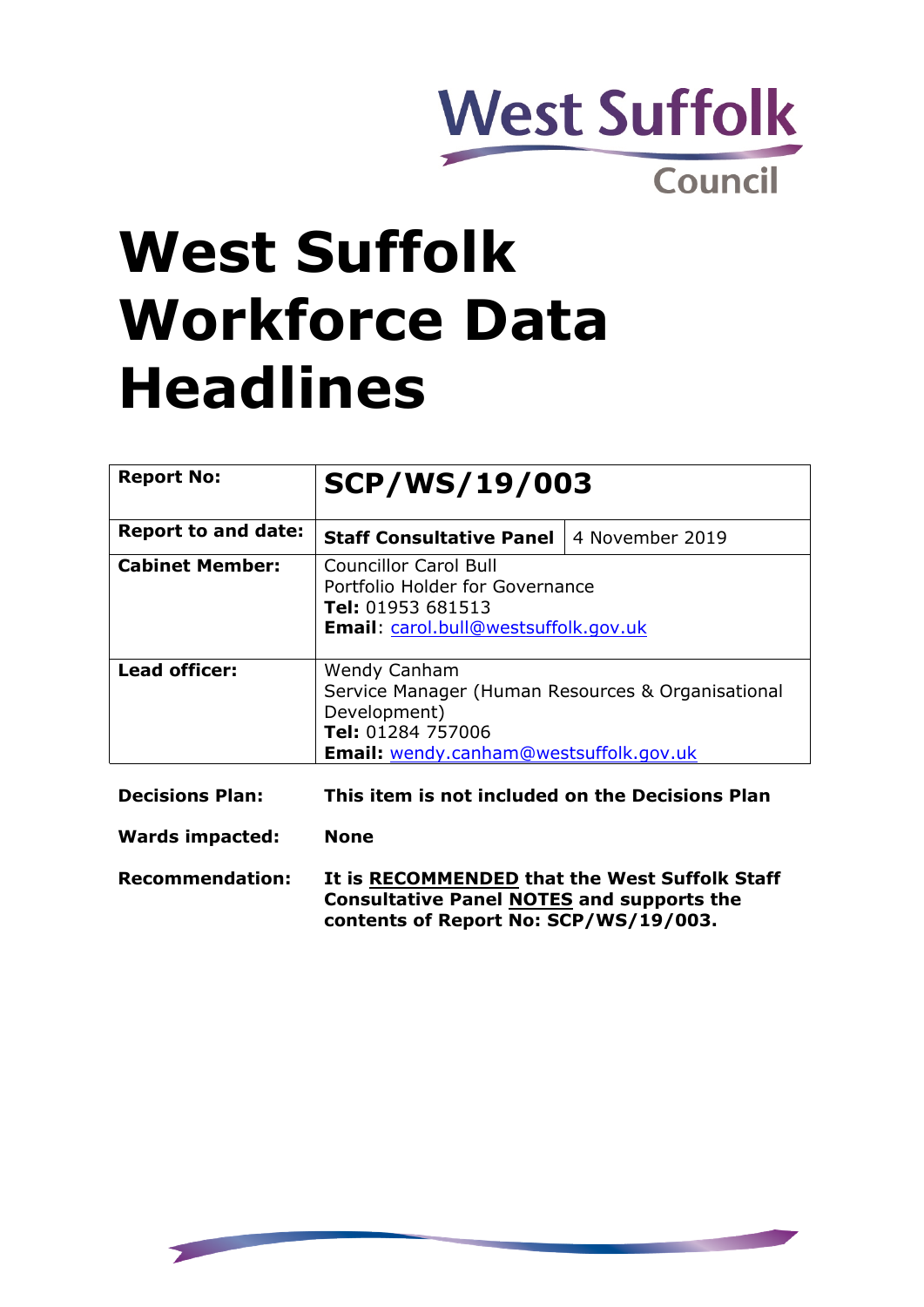West Suffolk Council

# West Suffolk Workforce Data Headlines

| **Report No:** | **SCP/WS/19/003** | |
|---|---|---|
| **Report to and date:** | **Staff Consultative Panel** | 4 November 2019 |
| **Cabinet Member:** | Councillor Carol Bull<br>Portfolio Holder for Governance<br>**Tel:** 01953 681513<br>**Email**: carol.bull@westsuffolk.gov.uk | |
| **Lead officer:** | Wendy Canham<br>Service Manager (Human Resources & Organisational Development)<br>**Tel:** 01284 757006<br>**Email:** wendy.canham@westsuffolk.gov.uk | |

**Decisions Plan:** **This item is not included on the Decisions Plan**

**Wards impacted:** **None**

**Recommendation:** **It is RECOMMENDED that the West Suffolk Staff Consultative Panel NOTES and supports the contents of Report No: SCP/WS/19/003.**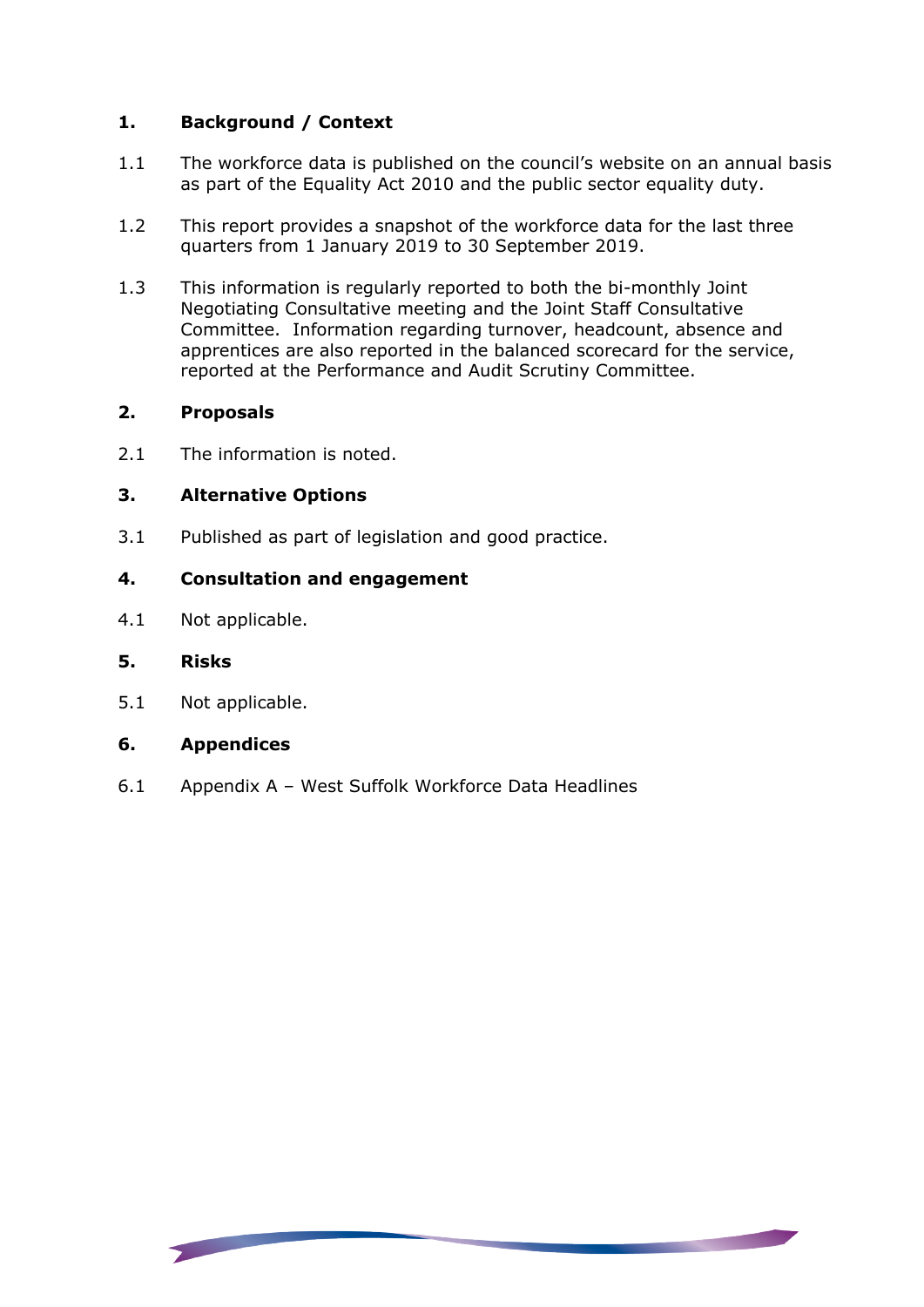## 1. Background / Context

1.1 The workforce data is published on the council's website on an annual basis as part of the Equality Act 2010 and the public sector equality duty.

1.2 This report provides a snapshot of the workforce data for the last three quarters from 1 January 2019 to 30 September 2019.

1.3 This information is regularly reported to both the bi-monthly Joint Negotiating Consultative meeting and the Joint Staff Consultative Committee. Information regarding turnover, headcount, absence and apprentices are also reported in the balanced scorecard for the service, reported at the Performance and Audit Scrutiny Committee.

## 2. Proposals

2.1 The information is noted.

## 3. Alternative Options

3.1 Published as part of legislation and good practice.

## 4. Consultation and engagement

4.1 Not applicable.

## 5. Risks

5.1 Not applicable.

## 6. Appendices

6.1 Appendix A – West Suffolk Workforce Data Headlines